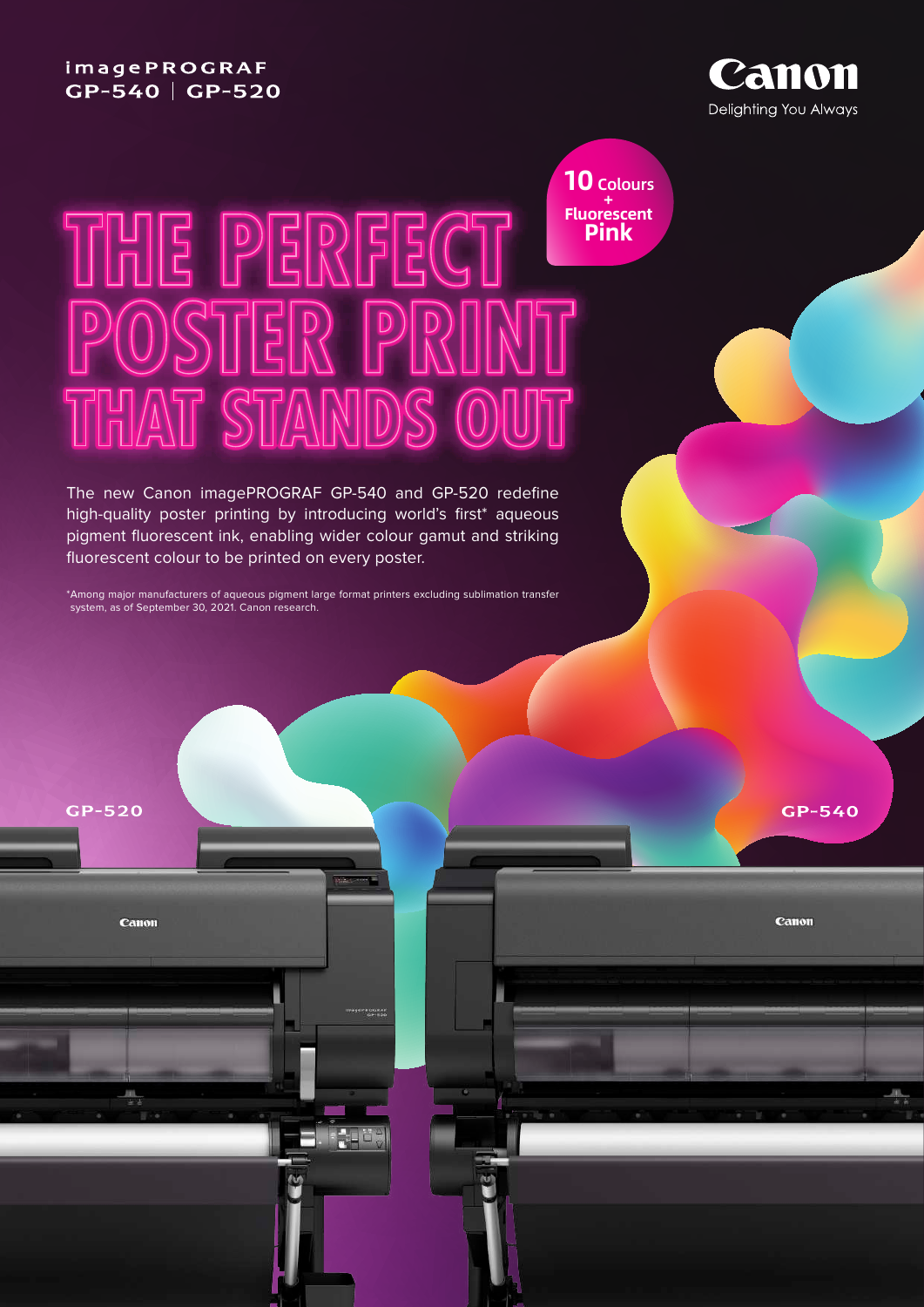imagePROGRAF
GP-540 | GP-520

Canon
Delighting You Always

**10 Colours + Fluorescent Pink**

# THE PERFECT POSTER PRINT THAT STANDS OUT

The new Canon imagePROGRAF GP-540 and GP-520 redefine high-quality poster printing by introducing world's first* aqueous pigment fluorescent ink, enabling wider colour gamut and striking fluorescent colour to be printed on every poster.

*Among major manufacturers of aqueous pigment large format printers excluding sublimation transfer system, as of September 30, 2021. Canon research.

GP-520

GP-540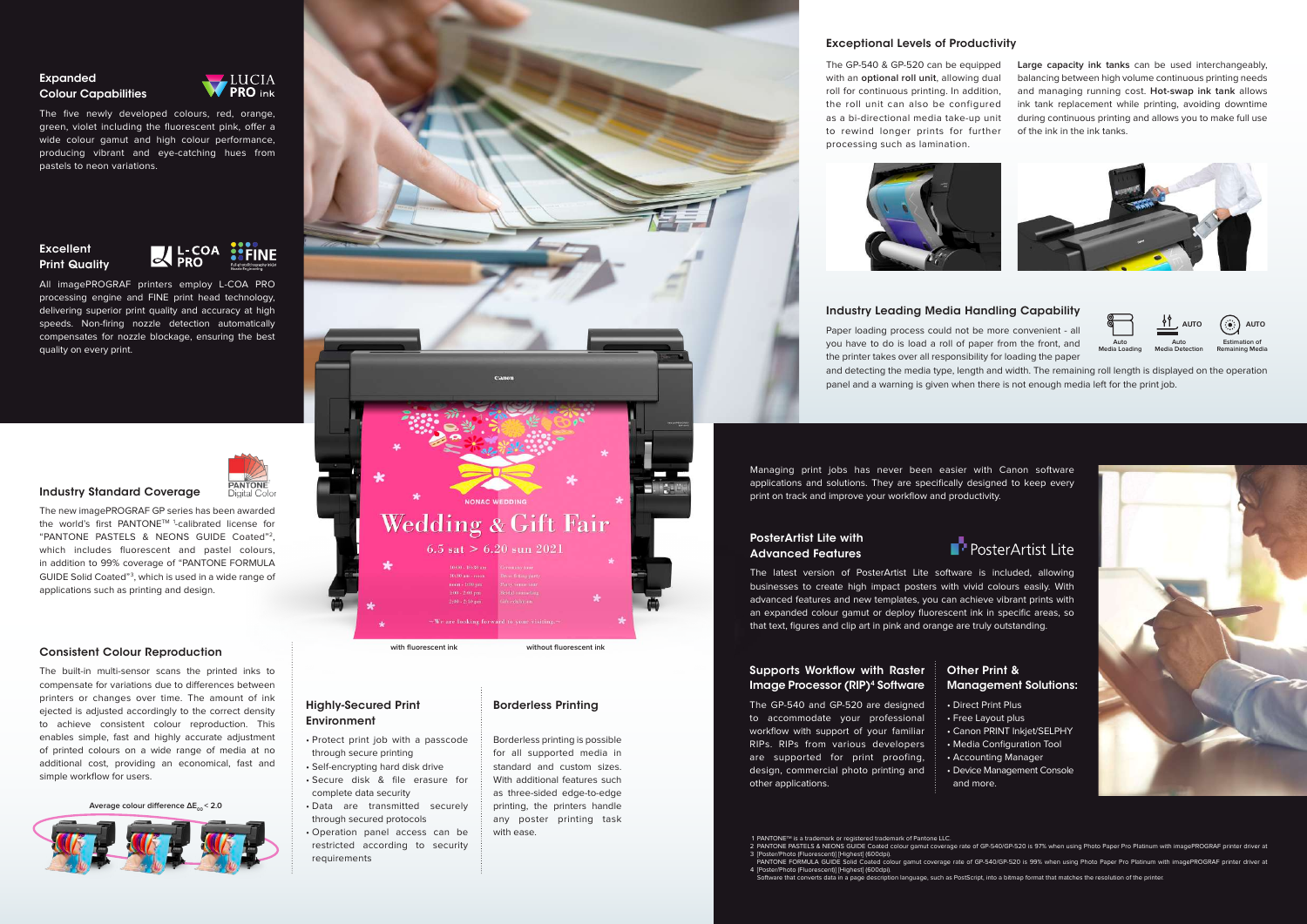## Expanded Colour Capabilities

The five newly developed colours, red, orange, green, violet including the fluorescent pink, offer a wide colour gamut and high colour performance, producing vibrant and eye-catching hues from pastels to neon variations.

## Excellent Print Quality

All imagePROGRAF printers employ L-COA PRO processing engine and FINE print head technology, delivering superior print quality and accuracy at high speeds. Non-firing nozzle detection automatically compensates for nozzle blockage, ensuring the best quality on every print.

## Industry Standard Coverage

The new imagePROGRAF GP series has been awarded the world's first PANTONE™ [1]-calibrated license for "PANTONE PASTELS & NEONS GUIDE Coated"[2], which includes fluorescent and pastel colours, in addition to 99% coverage of "PANTONE FORMULA GUIDE Solid Coated"[3], which is used in a wide range of applications such as printing and design.

## Consistent Colour Reproduction

The built-in multi-sensor scans the printed inks to compensate for variations due to differences between printers or changes over time. The amount of ink ejected is adjusted accordingly to the correct density to achieve consistent colour reproduction. This enables simple, fast and highly accurate adjustment of printed colours on a wide range of media at no additional cost, providing an economical, fast and simple workflow for users.

Average colour difference $\Delta E_{00} < 2.0$

with fluorescent ink

without fluorescent ink

## Highly-Secured Print Environment

- Protect print job with a passcode through secure printing
- Self-encrypting hard disk drive
- Secure disk & file erasure for complete data security
- Data are transmitted securely through secured protocols
- Operation panel access can be restricted according to security requirements

## Borderless Printing

Borderless printing is possible for all supported media in standard and custom sizes. With additional features such as three-sided edge-to-edge printing, the printers handle any poster printing task with ease.

## Exceptional Levels of Productivity

The GP-540 & GP-520 can be equipped with an **optional roll unit**, allowing dual roll for continuous printing. In addition, the roll unit can also be configured as a bi-directional media take-up unit to rewind longer prints for further processing such as lamination.

**Large capacity ink tanks** can be used interchangeably, balancing between high volume continuous printing needs and managing running cost. **Hot-swap ink tank** allows ink tank replacement while printing, avoiding downtime during continuous printing and allows you to make full use of the ink in the ink tanks.

## Industry Leading Media Handling Capability

Auto Media Loading | Auto Media Detection | Estimation of Remaining Media

Paper loading process could not be more convenient - all you have to do is load a roll of paper from the front, and the printer takes over all responsibility for loading the paper and detecting the media type, length and width. The remaining roll length is displayed on the operation panel and a warning is given when there is not enough media left for the print job.

Managing print jobs has never been easier with Canon software applications and solutions. They are specifically designed to keep every print on track and improve your workflow and productivity.

## PosterArtist Lite with Advanced Features

The latest version of PosterArtist Lite software is included, allowing businesses to create high impact posters with vivid colours easily. With advanced features and new templates, you can achieve vibrant prints with an expanded colour gamut or deploy fluorescent ink in specific areas, so that text, figures and clip art in pink and orange are truly outstanding.

## Supports Workflow with Raster Image Processor (RIP)[4] Software

The GP-540 and GP-520 are designed to accommodate your professional workflow with support of your familiar RIPs. RIPs from various developers are supported for print proofing, design, commercial photo printing and other applications.

## Other Print & Management Solutions:

- Direct Print Plus
- Free Layout plus
- Canon PRINT Inkjet/SELPHY
- Media Configuration Tool
- Accounting Manager
- Device Management Console and more.

1 PANTONE™ is a trademark or registered trademark of Pantone LLC.
2 PANTONE PASTELS & NEONS GUIDE Coated colour gamut coverage rate of GP-540/GP-520 is 97% when using Photo Paper Pro Platinum with imagePROGRAF printer driver at [Poster/Photo (Fluorescent)] [Highest] (600dpi).
3 PANTONE FORMULA GUIDE Solid Coated colour gamut coverage rate of GP-540/GP-520 is 99% when using Photo Paper Pro Platinum with imagePROGRAF printer driver at [Poster/Photo (Fluorescent)] [Highest] (600dpi).
4 Software that converts data in a page description language, such as PostScript, into a bitmap format that matches the resolution of the printer.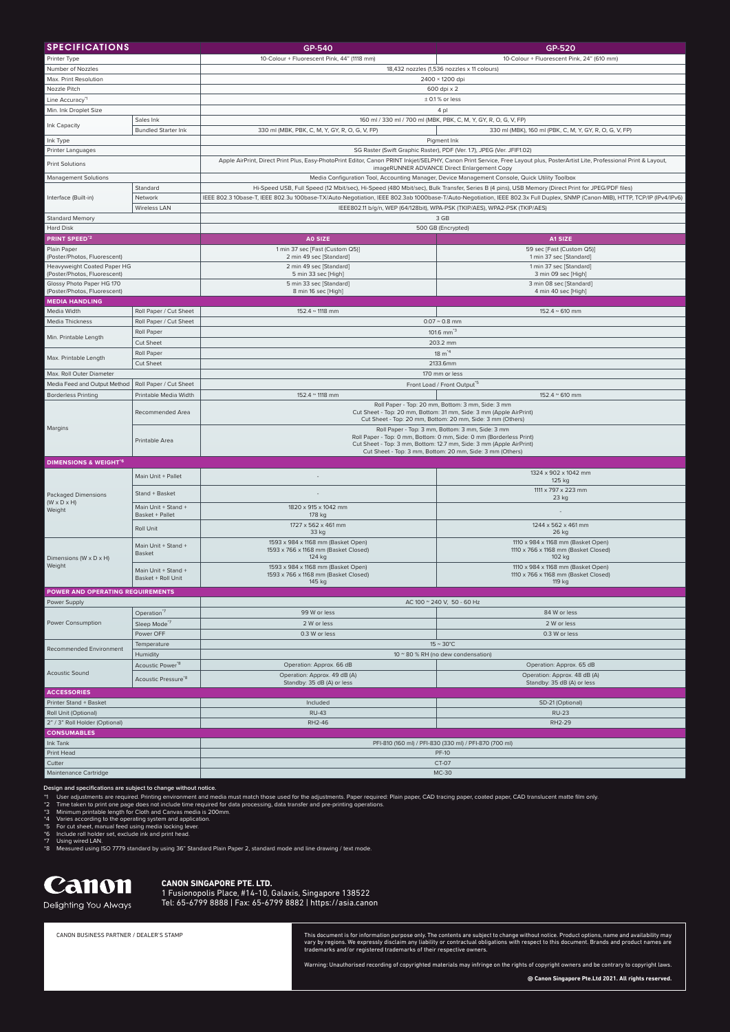| SPECIFICATIONS | | GP-540 | GP-520 |
|---|---|---|---|
| Printer Type | | 10-Colour + Fluorescent Pink, 44" (1118 mm) | 10-Colour + Fluorescent Pink, 24" (610 mm) |
| Number of Nozzles | | 18,432 nozzles (1,536 nozzles x 11 colours) | |
| Max. Print Resolution | | 2400 × 1200 dpi | |
| Nozzle Pitch | | 600 dpi x 2 | |
| Line Accuracy[*1] | | ± 0.1 % or less | |
| Min. Ink Droplet Size | | 4 pl | |
| Ink Capacity | Sales Ink | 160 ml / 330 ml / 700 ml (MBK, PBK, C, M, Y, GY, R, O, G, V, FP) | |
| | Bundled Starter Ink | 330 ml (MBK, PBK, C, M, Y, GY, R, O, G, V, FP) | 330 ml (MBK), 160 ml (PBK, C, M, Y, GY, R, O, G, V, FP) |
| Ink Type | | Pigment Ink | |
| Printer Languages | | SG Raster (Swift Graphic Raster), PDF (Ver. 1.7), JPEG (Ver. JFIF1.02) | |
| Print Solutions | | Apple AirPrint, Direct Print Plus, Easy-PhotoPrint Editor, Canon PRINT Inkjet/SELPHY, Canon Print Service, Free Layout plus, PosterArtist Lite, Professional Print & Layout, imageRUNNER ADVANCE Direct Enlargement Copy | |
| Management Solutions | | Media Configuration Tool, Accounting Manager, Device Management Console, Quick Utility Toolbox | |
| Interface (Built-in) | Standard | Hi-Speed USB, Full Speed (12 Mbit/sec), Hi-Speed (480 Mbit/sec), Bulk Transfer, Series B (4 pins), USB Memory (Direct Print for JPEG/PDF files) | |
| | Network | IEEE 802.3 10base-T, IEEE 802.3u 100base-TX/Auto-Negotiation, IEEE 802.3ab 1000base-T/Auto-Negotiation, IEEE 802.3x Full Duplex, SNMP (Canon-MIB), HTTP, TCP/IP (IPv4/IPv6) | |
| | Wireless LAN | IEEE802.11 b/g/n, WEP (64/128bit), WPA-PSK (TKIP/AES), WPA2-PSK (TKIP/AES) | |
| Standard Memory | | 3 GB | |
| Hard Disk | | 500 GB (Encrypted) | |
| PRINT SPEED[*2] | | A0 SIZE | A1 SIZE |
| Plain Paper (Poster/Photos, Fluorescent) | | 1 min 37 sec [Fast (Custom Q5)]<br>2 min 49 sec [Standard] | 59 sec [Fast (Custom Q5)]<br>1 min 37 sec [Standard] |
| Heavyweight Coated Paper HG (Poster/Photos, Fluorescent) | | 2 min 49 sec [Standard]<br>5 min 33 sec [High] | 1 min 37 sec [Standard]<br>3 min 09 sec [High] |
| Glossy Photo Paper HG 170 (Poster/Photos, Fluorescent) | | 5 min 33 sec [Standard]<br>8 min 16 sec [High] | 3 min 08 sec [Standard]<br>4 min 40 sec [High] |
| MEDIA HANDLING | | | |
| Media Width | Roll Paper / Cut Sheet | 152.4 ~ 1118 mm | 152.4 ~ 610 mm |
| Media Thickness | Roll Paper / Cut Sheet | 0.07 ~ 0.8 mm | |
| Min. Printable Length | Roll Paper | 101.6 mm[*3] | |
| | Cut Sheet | 203.2 mm | |
| Max. Printable Length | Roll Paper | 18 m[*4] | |
| | Cut Sheet | 2133.6mm | |
| Max. Roll Outer Diameter | | 170 mm or less | |
| Media Feed and Output Method | Roll Paper / Cut Sheet | Front Load / Front Output[*5] | |
| Borderless Printing | Printable Media Width | 152.4 ~ 1118 mm | 152.4 ~ 610 mm |
| Margins | Recommended Area | Roll Paper - Top: 20 mm, Bottom: 3 mm, Side: 3 mm<br>Cut Sheet - Top: 20 mm, Bottom: 31 mm, Side: 3 mm (Apple AirPrint)<br>Cut Sheet - Top: 20 mm, Bottom: 20 mm, Side: 3 mm (Others) | |
| | Printable Area | Roll Paper - Top: 3 mm, Bottom: 3 mm, Side: 3 mm<br>Roll Paper - Top: 0 mm, Bottom: 0 mm, Side: 0 mm (Borderless Print)<br>Cut Sheet - Top: 3 mm, Bottom: 12.7 mm, Side: 3 mm (Apple AirPrint)<br>Cut Sheet - Top: 3 mm, Bottom: 20 mm, Side: 3 mm (Others) | |
| DIMENSIONS & WEIGHT[*6] | | | |
| Packaged Dimensions (W x D x H) Weight | Main Unit + Pallet | - | 1324 x 902 x 1042 mm<br>125 kg |
| | Stand + Basket | - | 1111 x 797 x 223 mm<br>23 kg |
| | Main Unit + Stand + Basket + Pallet | 1820 x 915 x 1042 mm<br>178 kg | - |
| | Roll Unit | 1727 x 562 x 461 mm<br>33 kg | 1244 x 562 x 461 mm<br>26 kg |
| Dimensions (W x D x H) Weight | Main Unit + Stand + Basket | 1593 x 984 x 1168 mm (Basket Open)<br>1593 x 766 x 1168 mm (Basket Closed)<br>124 kg | 1110 x 984 x 1168 mm (Basket Open)<br>1110 x 766 x 1168 mm (Basket Closed)<br>102 kg |
| | Main Unit + Stand + Basket + Roll Unit | 1593 x 984 x 1168 mm (Basket Open)<br>1593 x 766 x 1168 mm (Basket Closed)<br>145 kg | 1110 x 984 x 1168 mm (Basket Open)<br>1110 x 766 x 1168 mm (Basket Closed)<br>119 kg |
| POWER AND OPERATING REQUIREMENTS | | | |
| Power Supply | | AC 100 ~ 240 V, 50 - 60 Hz | |
| Power Consumption | Operation[*7] | 99 W or less | 84 W or less |
| | Sleep Mode[*7] | 2 W or less | 2 W or less |
| | Power OFF | 0.3 W or less | 0.3 W or less |
| Recommended Environment | Temperature | 15 ~ 30°C | |
| | Humidity | 10 ~ 80 % RH (no dew condensation) | |
| Acoustic Sound | Acoustic Power[*8] | Operation: Approx. 66 dB | Operation: Approx. 65 dB |
| | Acoustic Pressure[*8] | Operation: Approx. 49 dB (A)<br>Standby: 35 dB (A) or less | Operation: Approx. 48 dB (A)<br>Standby: 35 dB (A) or less |
| ACCESSORIES | | | |
| Printer Stand + Basket | | Included | SD-21 (Optional) |
| Roll Unit (Optional) | | RU-43 | RU-23 |
| 2" / 3" Roll Holder (Optional) | | RH2-46 | RH2-29 |
| CONSUMABLES | | | |
| Ink Tank | | PFI-810 (160 ml) / PFI-830 (330 ml) / PFI-870 (700 ml) | |
| Print Head | | PF-10 | |
| Cutter | | CT-07 | |
| Maintenance Cartridge | | MC-30 | |

**Design and specifications are subject to change without notice.**

*1 User adjustments are required. Printing environment and media must match those used for the adjustments. Paper required: Plain paper, CAD tracing paper, coated paper, CAD translucent matte film only.
*2 Time taken to print one page does not include time required for data processing, data transfer and pre-printing operations.
*3 Minimum printable length for Cloth and Canvas media is 200mm.
*4 Varies according to the operating system and application.
*5 For cut sheet, manual feed using media locking lever.
*6 Include roll holder set, exclude ink and print head.
*7 Using wired LAN.
*8 Measured using ISO 7779 standard by using 36" Standard Plain Paper 2, standard mode and line drawing / text mode.

Canon
Delighting You Always

**CANON SINGAPORE PTE. LTD.**
1 Fusionopolis Place, #14-10, Galaxis, Singapore 138522
Tel: 65-6799 8888 | Fax: 65-6799 8882 | https://asia.canon

CANON BUSINESS PARTNER / DEALER'S STAMP

This document is for information purpose only. The contents are subject to change without notice. Product options, name and availability may vary by regions. We expressly disclaim any liability or contractual obligations with respect to this document. Brands and product names are trademarks and/or registered trademarks of their respective owners.

Warning: Unauthorised recording of copyrighted materials may infringe on the rights of copyright owners and be contrary to copyright laws.

**@ Canon Singapore Pte.Ltd 2021. All rights reserved.**